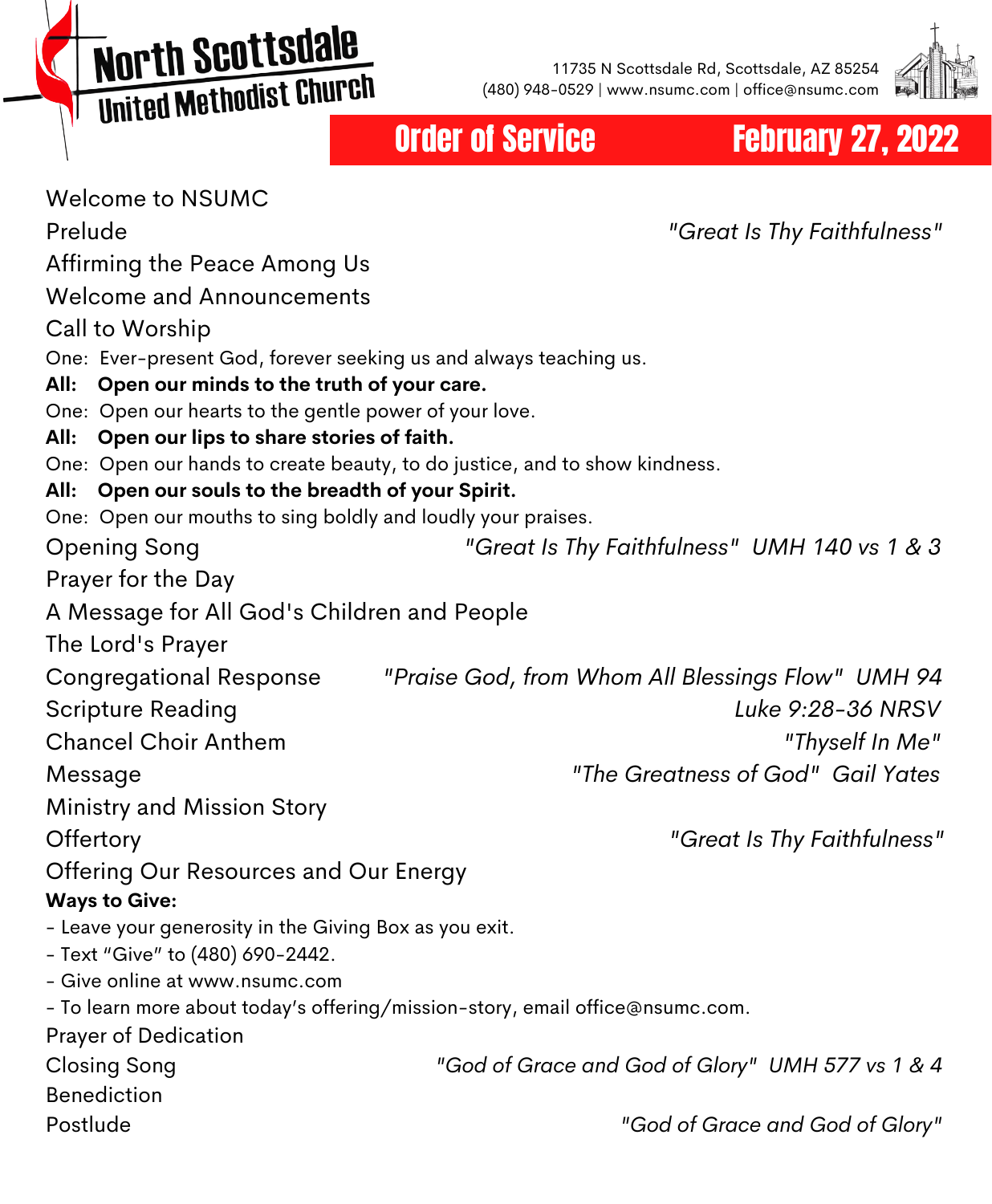# North Scottsdale United Methodist Church

11735 N Scottsdale Rd, Scottsdale, AZ 85254
(480) 948-0529 | www.nsumc.com | office@nsumc.com

## Order of Service — February 27, 2022

Welcome to NSUMC

Prelude — *"Great Is Thy Faithfulness"*

Affirming the Peace Among Us

Welcome and Announcements

Call to Worship

One: Ever-present God, forever seeking us and always teaching us.
**All: Open our minds to the truth of your care.**
One: Open our hearts to the gentle power of your love.
**All: Open our lips to share stories of faith.**
One: Open our hands to create beauty, to do justice, and to show kindness.
**All: Open our souls to the breadth of your Spirit.**
One: Open our mouths to sing boldly and loudly your praises.

Opening Song — *"Great Is Thy Faithfulness" UMH 140 vs 1 & 3*

Prayer for the Day

A Message for All God's Children and People

The Lord's Prayer

Congregational Response — *"Praise God, from Whom All Blessings Flow" UMH 94*

Scripture Reading — *Luke 9:28-36 NRSV*

Chancel Choir Anthem — *"Thyself In Me"*

Message — *"The Greatness of God" Gail Yates*

Ministry and Mission Story

Offertory — *"Great Is Thy Faithfulness"*

Offering Our Resources and Our Energy

**Ways to Give:**
- Leave your generosity in the Giving Box as you exit.
- Text "Give" to (480) 690-2442.
- Give online at www.nsumc.com
- To learn more about today's offering/mission-story, email office@nsumc.com.

Prayer of Dedication

Closing Song — *"God of Grace and God of Glory" UMH 577 vs 1 & 4*

Benediction

Postlude — *"God of Grace and God of Glory"*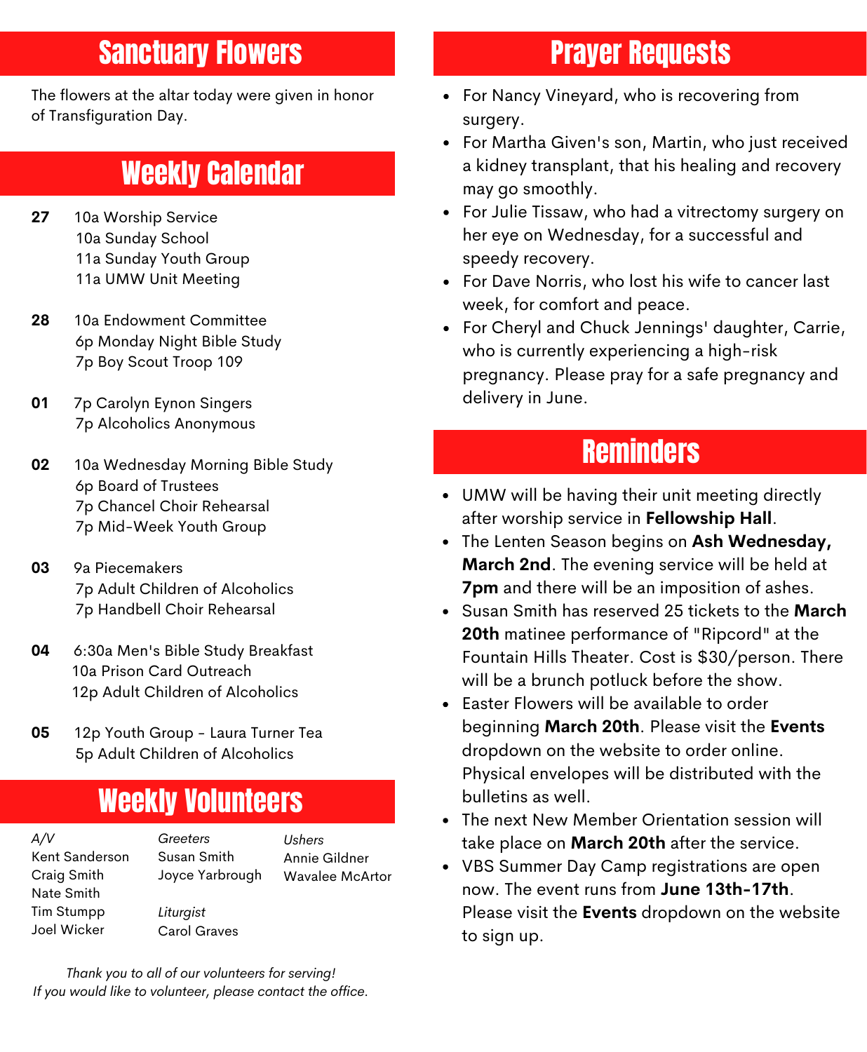## Sanctuary Flowers

The flowers at the altar today were given in honor of Transfiguration Day.

## Weekly Calendar

**27**
10a Worship Service
10a Sunday School
11a Sunday Youth Group
11a UMW Unit Meeting

**28**
10a Endowment Committee
6p Monday Night Bible Study
7p Boy Scout Troop 109

**01**
7p Carolyn Eynon Singers
7p Alcoholics Anonymous

**02**
10a Wednesday Morning Bible Study
6p Board of Trustees
7p Chancel Choir Rehearsal
7p Mid-Week Youth Group

**03**
9a Piecemakers
7p Adult Children of Alcoholics
7p Handbell Choir Rehearsal

**04**
6:30a Men's Bible Study Breakfast
10a Prison Card Outreach
12p Adult Children of Alcoholics

**05**
12p Youth Group - Laura Turner Tea
5p Adult Children of Alcoholics

## Weekly Volunteers

*A/V*
Kent Sanderson
Craig Smith
Nate Smith
Tim Stumpp
Joel Wicker

*Greeters*
Susan Smith
Joyce Yarbrough

*Liturgist*
Carol Graves

*Ushers*
Annie Gildner
Wavalee McArtor

*Thank you to all of our volunteers for serving!*
*If you would like to volunteer, please contact the office.*

## Prayer Requests

- For Nancy Vineyard, who is recovering from surgery.
- For Martha Given's son, Martin, who just received a kidney transplant, that his healing and recovery may go smoothly.
- For Julie Tissaw, who had a vitrectomy surgery on her eye on Wednesday, for a successful and speedy recovery.
- For Dave Norris, who lost his wife to cancer last week, for comfort and peace.
- For Cheryl and Chuck Jennings' daughter, Carrie, who is currently experiencing a high-risk pregnancy. Please pray for a safe pregnancy and delivery in June.

## Reminders

- UMW will be having their unit meeting directly after worship service in **Fellowship Hall**.
- The Lenten Season begins on **Ash Wednesday, March 2nd**. The evening service will be held at **7pm** and there will be an imposition of ashes.
- Susan Smith has reserved 25 tickets to the **March 20th** matinee performance of "Ripcord" at the Fountain Hills Theater. Cost is $30/person. There will be a brunch potluck before the show.
- Easter Flowers will be available to order beginning **March 20th**. Please visit the **Events** dropdown on the website to order online. Physical envelopes will be distributed with the bulletins as well.
- The next New Member Orientation session will take place on **March 20th** after the service.
- VBS Summer Day Camp registrations are open now. The event runs from **June 13th-17th**. Please visit the **Events** dropdown on the website to sign up.